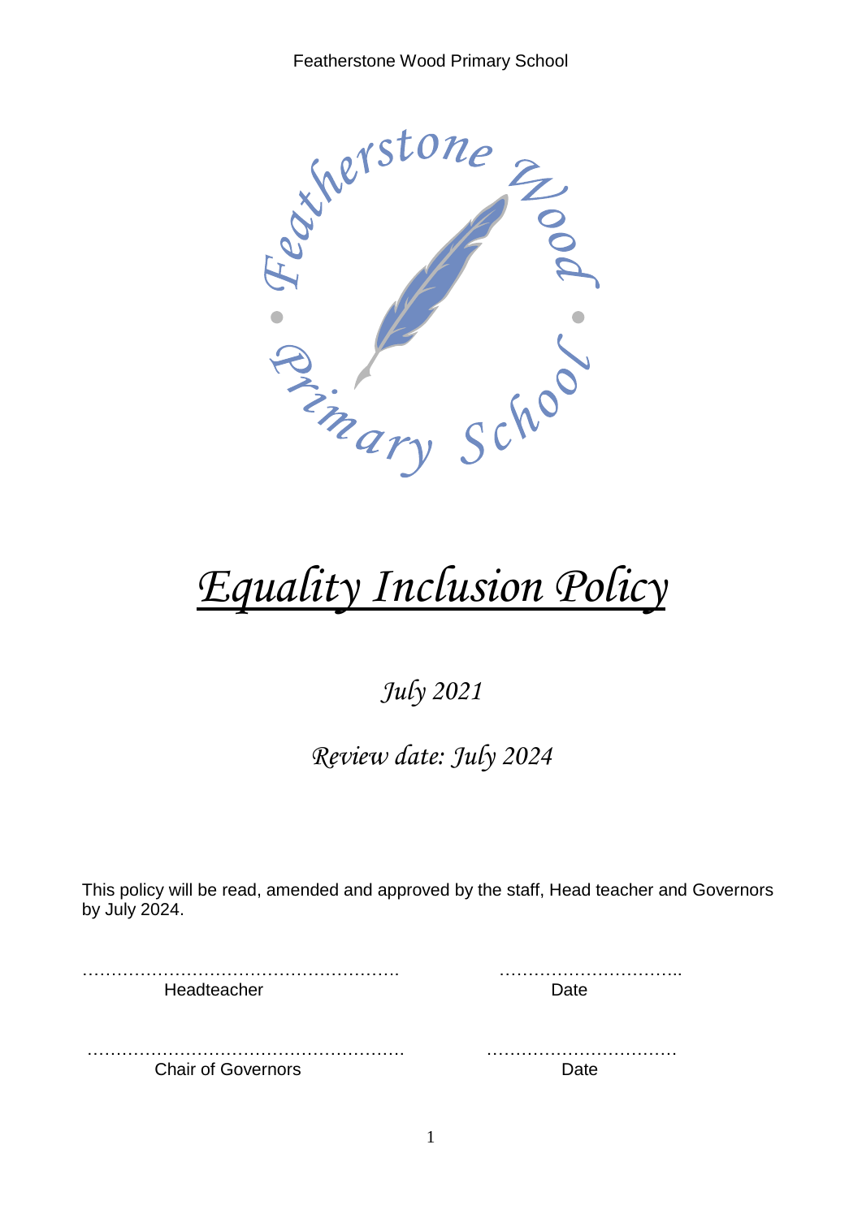Featherstone Wood Primary School

# *Equality Inclusion Policy*

*July 2021*

*Review date: July 2024*

This policy will be read, amended and approved by the staff, Head teacher and Governors by July 2024.

………………………………………………. ………………………….
Headteacher Date

………………………………………………. ……………………………
Chair of Governors Date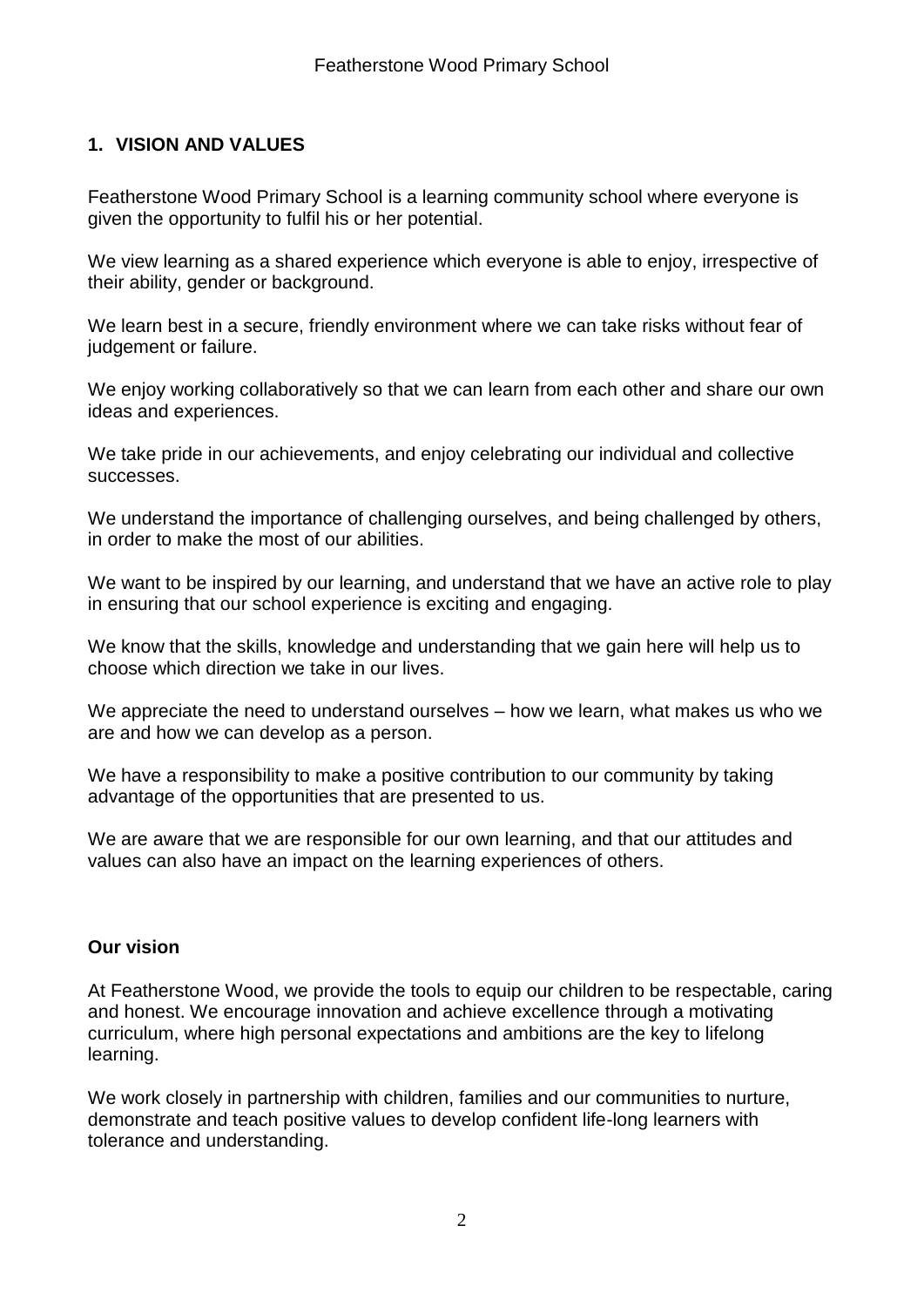## 1. VISION AND VALUES

Featherstone Wood Primary School is a learning community school where everyone is given the opportunity to fulfil his or her potential.

We view learning as a shared experience which everyone is able to enjoy, irrespective of their ability, gender or background.

We learn best in a secure, friendly environment where we can take risks without fear of judgement or failure.

We enjoy working collaboratively so that we can learn from each other and share our own ideas and experiences.

We take pride in our achievements, and enjoy celebrating our individual and collective successes.

We understand the importance of challenging ourselves, and being challenged by others, in order to make the most of our abilities.

We want to be inspired by our learning, and understand that we have an active role to play in ensuring that our school experience is exciting and engaging.

We know that the skills, knowledge and understanding that we gain here will help us to choose which direction we take in our lives.

We appreciate the need to understand ourselves – how we learn, what makes us who we are and how we can develop as a person.

We have a responsibility to make a positive contribution to our community by taking advantage of the opportunities that are presented to us.

We are aware that we are responsible for our own learning, and that our attitudes and values can also have an impact on the learning experiences of others.

### Our vision

At Featherstone Wood, we provide the tools to equip our children to be respectable, caring and honest. We encourage innovation and achieve excellence through a motivating curriculum, where high personal expectations and ambitions are the key to lifelong learning.

We work closely in partnership with children, families and our communities to nurture, demonstrate and teach positive values to develop confident life-long learners with tolerance and understanding.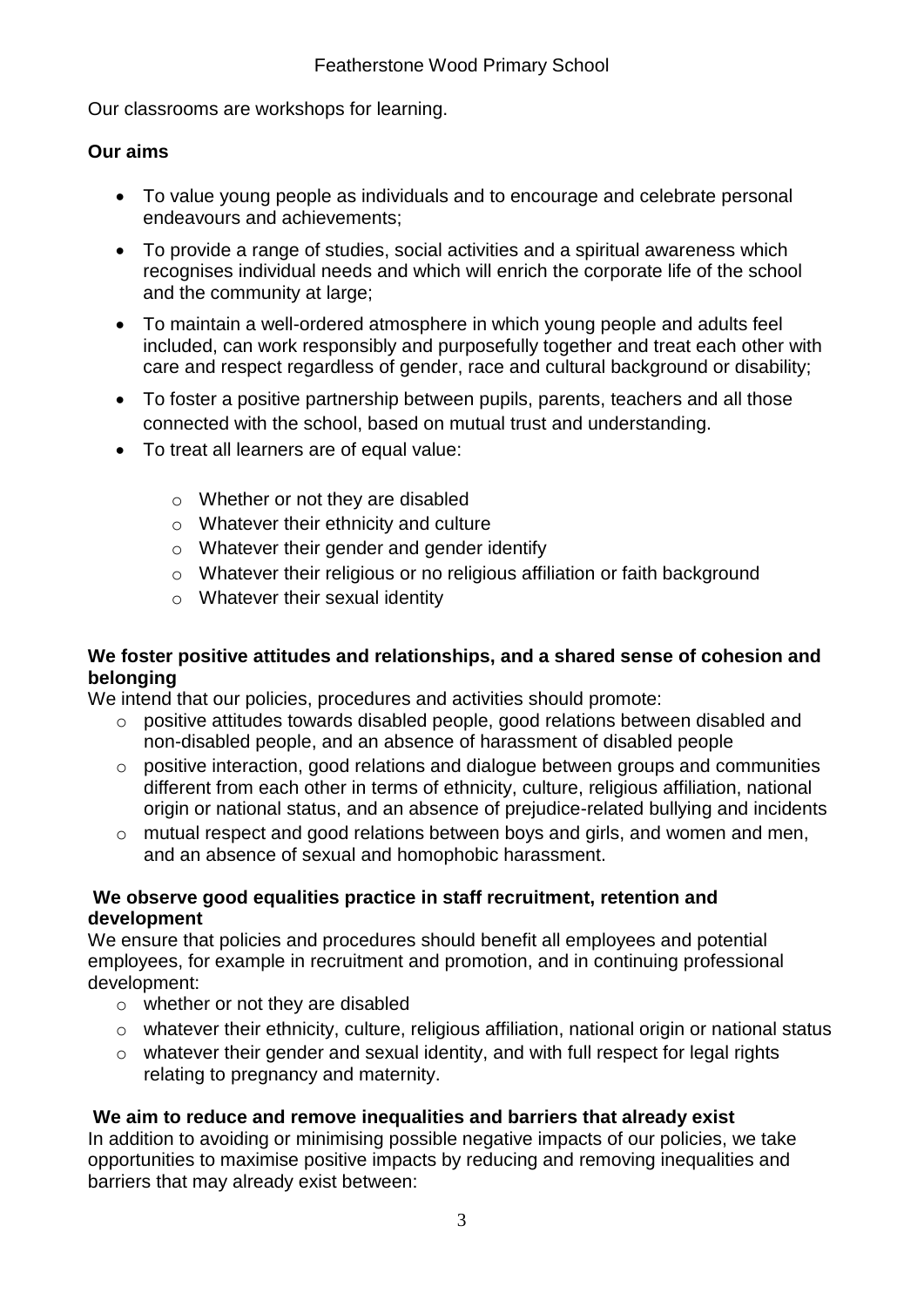Our classrooms are workshops for learning.

**Our aims**

- To value young people as individuals and to encourage and celebrate personal endeavours and achievements;
- To provide a range of studies, social activities and a spiritual awareness which recognises individual needs and which will enrich the corporate life of the school and the community at large;
- To maintain a well-ordered atmosphere in which young people and adults feel included, can work responsibly and purposefully together and treat each other with care and respect regardless of gender, race and cultural background or disability;
- To foster a positive partnership between pupils, parents, teachers and all those connected with the school, based on mutual trust and understanding.
- To treat all learners are of equal value:
    - Whether or not they are disabled
    - Whatever their ethnicity and culture
    - Whatever their gender and gender identify
    - Whatever their religious or no religious affiliation or faith background
    - Whatever their sexual identity

**We foster positive attitudes and relationships, and a shared sense of cohesion and belonging**

We intend that our policies, procedures and activities should promote:

- positive attitudes towards disabled people, good relations between disabled and non-disabled people, and an absence of harassment of disabled people
- positive interaction, good relations and dialogue between groups and communities different from each other in terms of ethnicity, culture, religious affiliation, national origin or national status, and an absence of prejudice-related bullying and incidents
- mutual respect and good relations between boys and girls, and women and men, and an absence of sexual and homophobic harassment.

**We observe good equalities practice in staff recruitment, retention and development**

We ensure that policies and procedures should benefit all employees and potential employees, for example in recruitment and promotion, and in continuing professional development:

- whether or not they are disabled
- whatever their ethnicity, culture, religious affiliation, national origin or national status
- whatever their gender and sexual identity, and with full respect for legal rights relating to pregnancy and maternity.

**We aim to reduce and remove inequalities and barriers that already exist**

In addition to avoiding or minimising possible negative impacts of our policies, we take opportunities to maximise positive impacts by reducing and removing inequalities and barriers that may already exist between: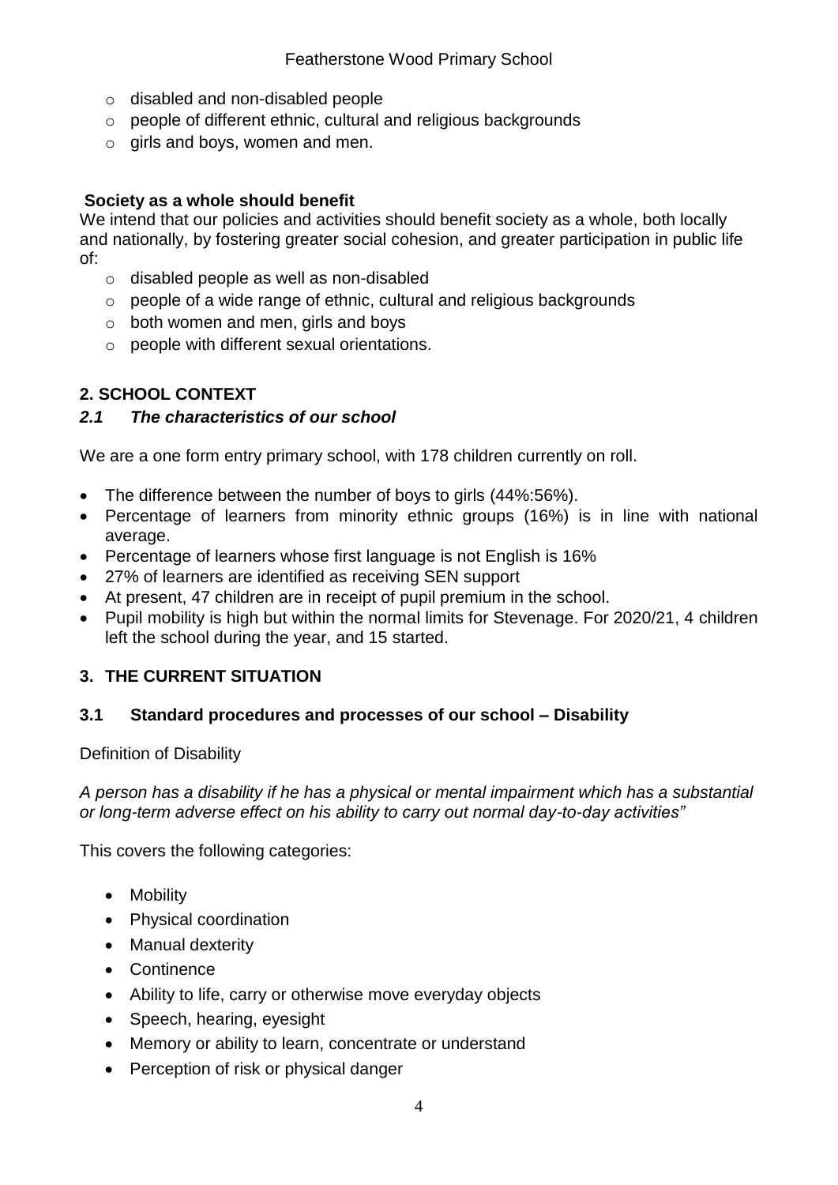- disabled and non-disabled people
- people of different ethnic, cultural and religious backgrounds
- girls and boys, women and men.

**Society as a whole should benefit**

We intend that our policies and activities should benefit society as a whole, both locally and nationally, by fostering greater social cohesion, and greater participation in public life of:

- disabled people as well as non-disabled
- people of a wide range of ethnic, cultural and religious backgrounds
- both women and men, girls and boys
- people with different sexual orientations.

## 2. SCHOOL CONTEXT

### *2.1 The characteristics of our school*

We are a one form entry primary school, with 178 children currently on roll.

- The difference between the number of boys to girls (44%:56%).
- Percentage of learners from minority ethnic groups (16%) is in line with national average.
- Percentage of learners whose first language is not English is 16%
- 27% of learners are identified as receiving SEN support
- At present, 47 children are in receipt of pupil premium in the school.
- Pupil mobility is high but within the normal limits for Stevenage. For 2020/21, 4 children left the school during the year, and 15 started.

## 3. THE CURRENT SITUATION

### 3.1 Standard procedures and processes of our school – Disability

Definition of Disability

*A person has a disability if he has a physical or mental impairment which has a substantial or long-term adverse effect on his ability to carry out normal day-to-day activities"*

This covers the following categories:

- Mobility
- Physical coordination
- Manual dexterity
- Continence
- Ability to life, carry or otherwise move everyday objects
- Speech, hearing, eyesight
- Memory or ability to learn, concentrate or understand
- Perception of risk or physical danger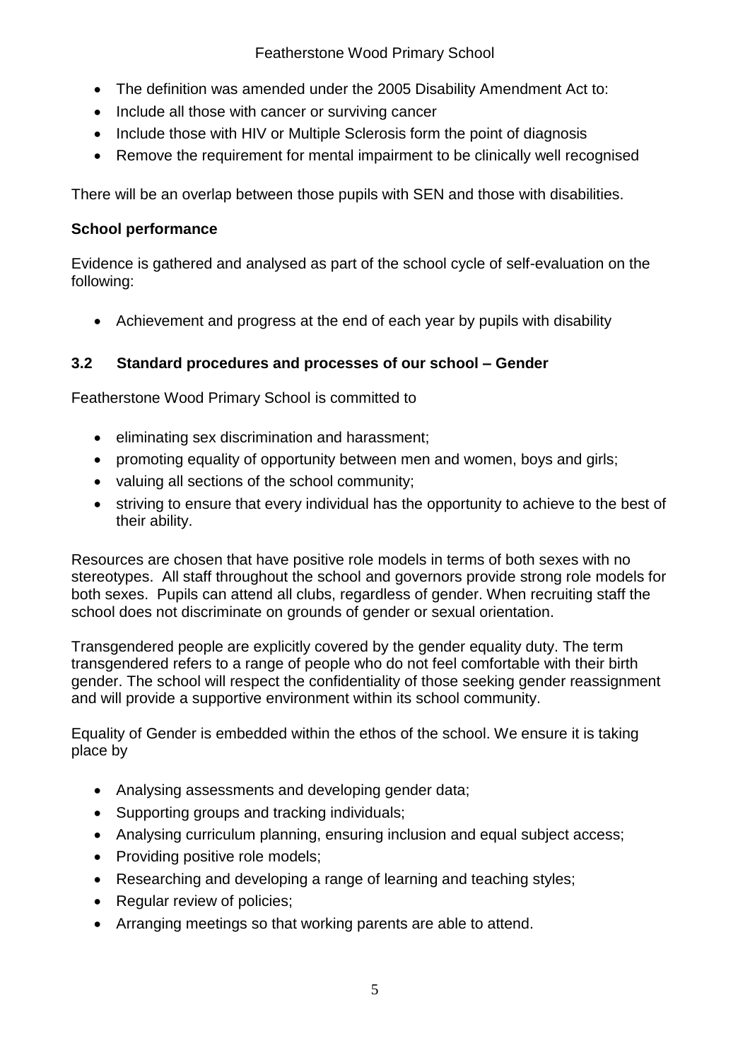- The definition was amended under the 2005 Disability Amendment Act to:
- Include all those with cancer or surviving cancer
- Include those with HIV or Multiple Sclerosis form the point of diagnosis
- Remove the requirement for mental impairment to be clinically well recognised

There will be an overlap between those pupils with SEN and those with disabilities.

**School performance**

Evidence is gathered and analysed as part of the school cycle of self-evaluation on the following:

- Achievement and progress at the end of each year by pupils with disability

### 3.2 Standard procedures and processes of our school – Gender

Featherstone Wood Primary School is committed to

- eliminating sex discrimination and harassment;
- promoting equality of opportunity between men and women, boys and girls;
- valuing all sections of the school community;
- striving to ensure that every individual has the opportunity to achieve to the best of their ability.

Resources are chosen that have positive role models in terms of both sexes with no stereotypes. All staff throughout the school and governors provide strong role models for both sexes. Pupils can attend all clubs, regardless of gender. When recruiting staff the school does not discriminate on grounds of gender or sexual orientation.

Transgendered people are explicitly covered by the gender equality duty. The term transgendered refers to a range of people who do not feel comfortable with their birth gender. The school will respect the confidentiality of those seeking gender reassignment and will provide a supportive environment within its school community.

Equality of Gender is embedded within the ethos of the school. We ensure it is taking place by

- Analysing assessments and developing gender data;
- Supporting groups and tracking individuals;
- Analysing curriculum planning, ensuring inclusion and equal subject access;
- Providing positive role models;
- Researching and developing a range of learning and teaching styles;
- Regular review of policies;
- Arranging meetings so that working parents are able to attend.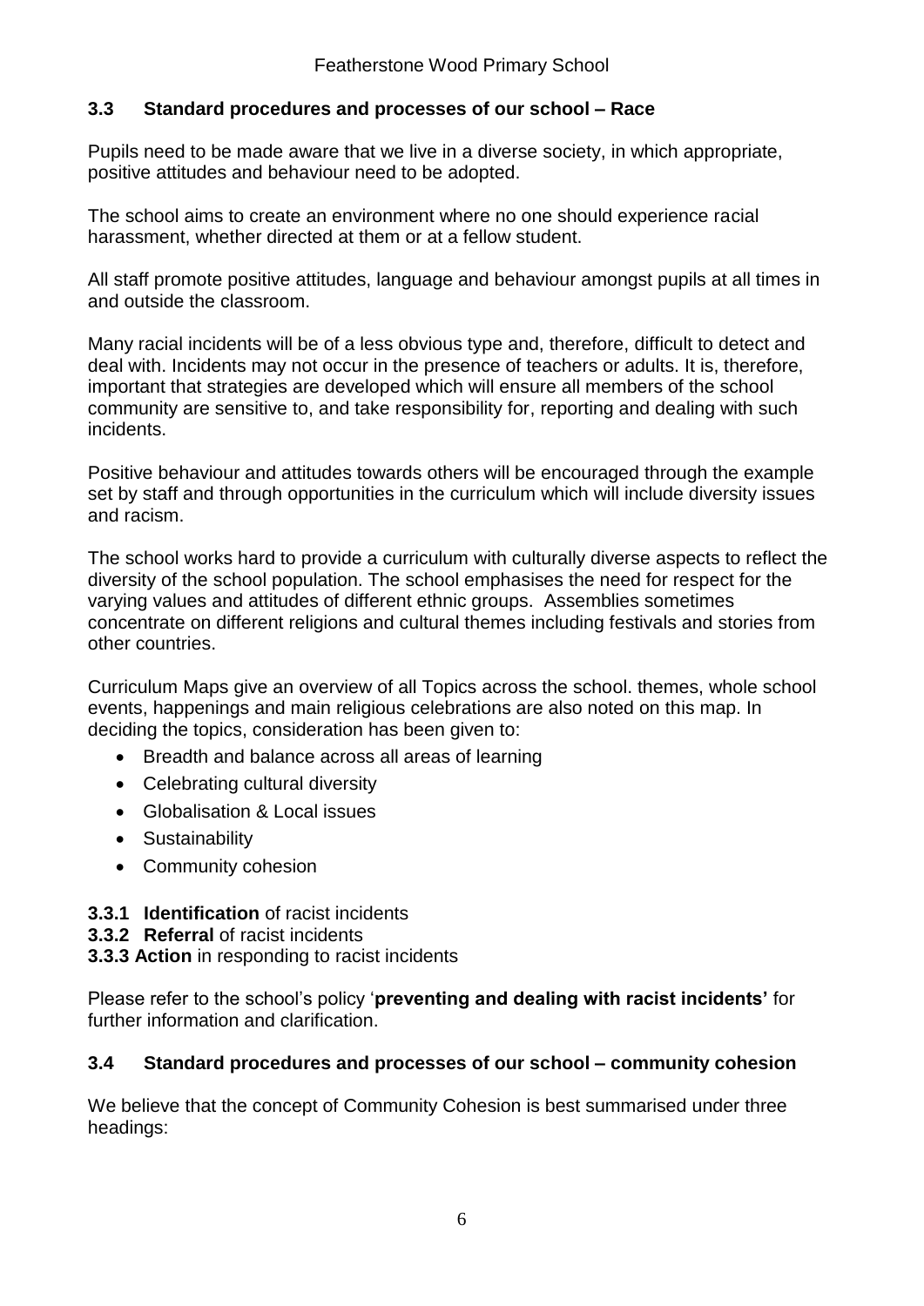### 3.3 Standard procedures and processes of our school – Race

Pupils need to be made aware that we live in a diverse society, in which appropriate, positive attitudes and behaviour need to be adopted.

The school aims to create an environment where no one should experience racial harassment, whether directed at them or at a fellow student.

All staff promote positive attitudes, language and behaviour amongst pupils at all times in and outside the classroom.

Many racial incidents will be of a less obvious type and, therefore, difficult to detect and deal with. Incidents may not occur in the presence of teachers or adults. It is, therefore, important that strategies are developed which will ensure all members of the school community are sensitive to, and take responsibility for, reporting and dealing with such incidents.

Positive behaviour and attitudes towards others will be encouraged through the example set by staff and through opportunities in the curriculum which will include diversity issues and racism.

The school works hard to provide a curriculum with culturally diverse aspects to reflect the diversity of the school population. The school emphasises the need for respect for the varying values and attitudes of different ethnic groups. Assemblies sometimes concentrate on different religions and cultural themes including festivals and stories from other countries.

Curriculum Maps give an overview of all Topics across the school. themes, whole school events, happenings and main religious celebrations are also noted on this map. In deciding the topics, consideration has been given to:

- Breadth and balance across all areas of learning
- Celebrating cultural diversity
- Globalisation & Local issues
- Sustainability
- Community cohesion

**3.3.1 Identification** of racist incidents
**3.3.2 Referral** of racist incidents
**3.3.3 Action** in responding to racist incidents

Please refer to the school's policy '**preventing and dealing with racist incidents'** for further information and clarification.

### 3.4 Standard procedures and processes of our school – community cohesion

We believe that the concept of Community Cohesion is best summarised under three headings: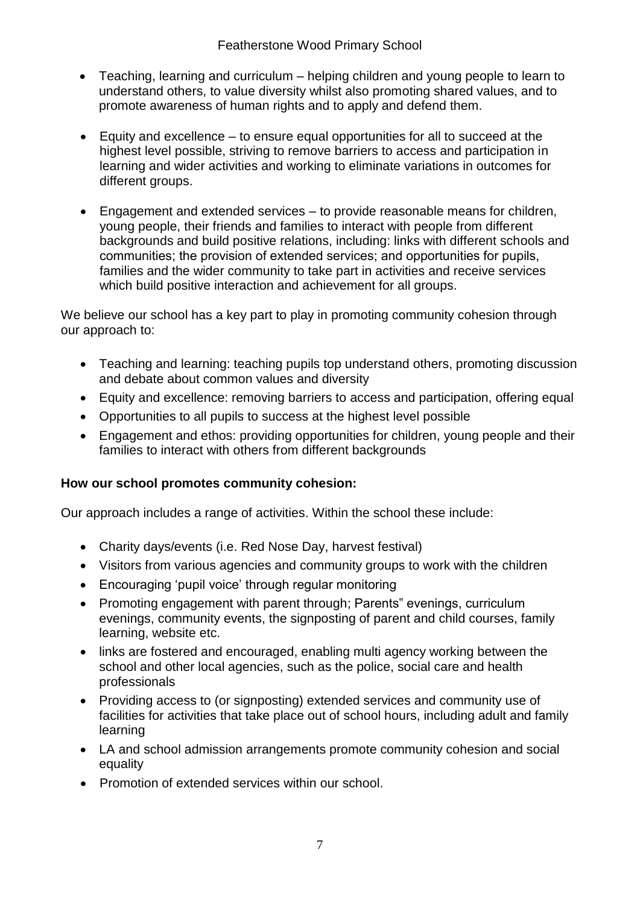- Teaching, learning and curriculum – helping children and young people to learn to understand others, to value diversity whilst also promoting shared values, and to promote awareness of human rights and to apply and defend them.

- Equity and excellence – to ensure equal opportunities for all to succeed at the highest level possible, striving to remove barriers to access and participation in learning and wider activities and working to eliminate variations in outcomes for different groups.

- Engagement and extended services – to provide reasonable means for children, young people, their friends and families to interact with people from different backgrounds and build positive relations, including: links with different schools and communities; the provision of extended services; and opportunities for pupils, families and the wider community to take part in activities and receive services which build positive interaction and achievement for all groups.

We believe our school has a key part to play in promoting community cohesion through our approach to:

- Teaching and learning: teaching pupils top understand others, promoting discussion and debate about common values and diversity
- Equity and excellence: removing barriers to access and participation, offering equal
- Opportunities to all pupils to success at the highest level possible
- Engagement and ethos: providing opportunities for children, young people and their families to interact with others from different backgrounds

**How our school promotes community cohesion:**

Our approach includes a range of activities. Within the school these include:

- Charity days/events (i.e. Red Nose Day, harvest festival)
- Visitors from various agencies and community groups to work with the children
- Encouraging 'pupil voice' through regular monitoring
- Promoting engagement with parent through; Parents" evenings, curriculum evenings, community events, the signposting of parent and child courses, family learning, website etc.
- links are fostered and encouraged, enabling multi agency working between the school and other local agencies, such as the police, social care and health professionals
- Providing access to (or signposting) extended services and community use of facilities for activities that take place out of school hours, including adult and family learning
- LA and school admission arrangements promote community cohesion and social equality
- Promotion of extended services within our school.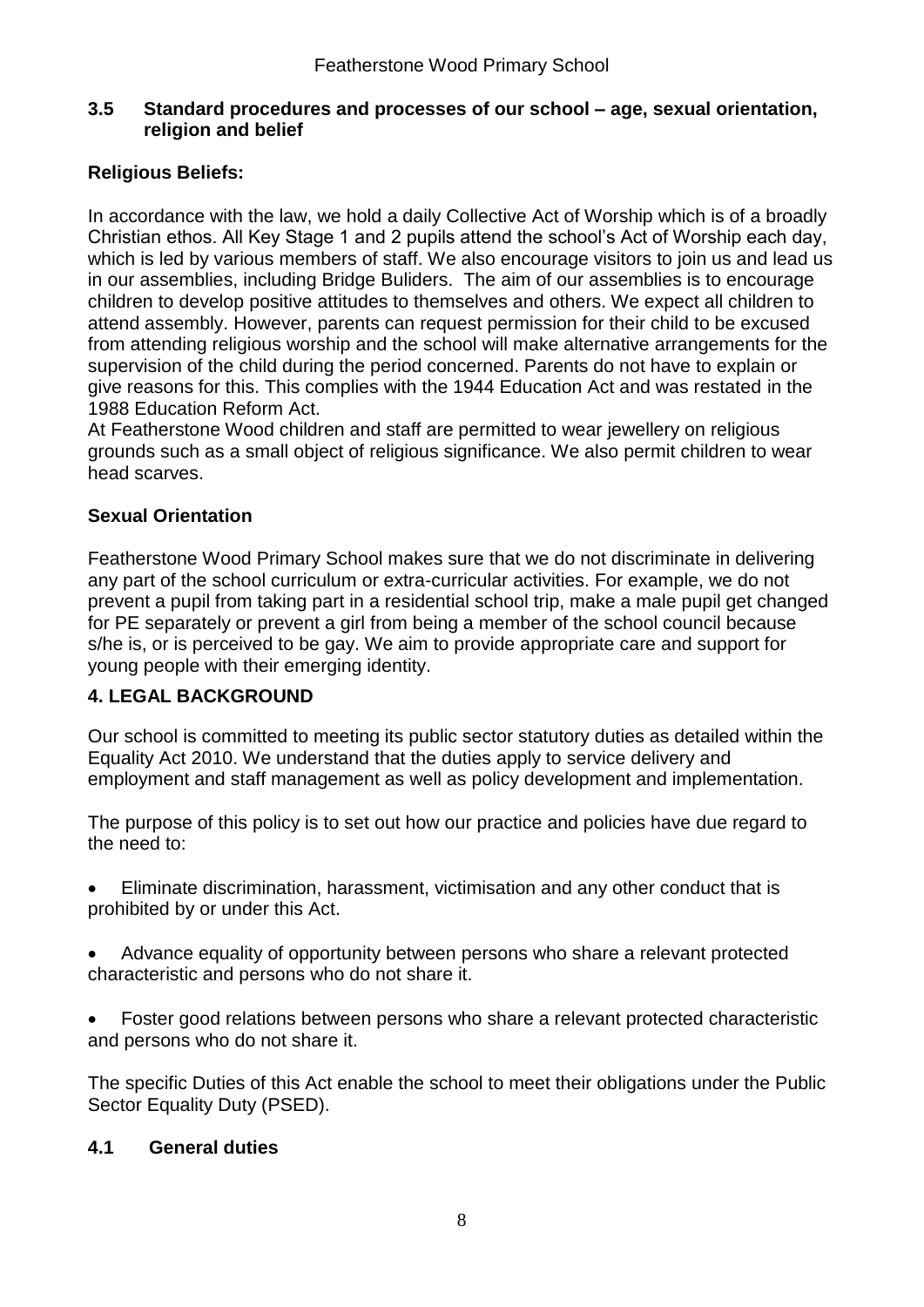### 3.5 Standard procedures and processes of our school – age, sexual orientation, religion and belief

**Religious Beliefs:**

In accordance with the law, we hold a daily Collective Act of Worship which is of a broadly Christian ethos. All Key Stage 1 and 2 pupils attend the school's Act of Worship each day, which is led by various members of staff. We also encourage visitors to join us and lead us in our assemblies, including Bridge Buliders. The aim of our assemblies is to encourage children to develop positive attitudes to themselves and others. We expect all children to attend assembly. However, parents can request permission for their child to be excused from attending religious worship and the school will make alternative arrangements for the supervision of the child during the period concerned. Parents do not have to explain or give reasons for this. This complies with the 1944 Education Act and was restated in the 1988 Education Reform Act.

At Featherstone Wood children and staff are permitted to wear jewellery on religious grounds such as a small object of religious significance. We also permit children to wear head scarves.

**Sexual Orientation**

Featherstone Wood Primary School makes sure that we do not discriminate in delivering any part of the school curriculum or extra-curricular activities. For example, we do not prevent a pupil from taking part in a residential school trip, make a male pupil get changed for PE separately or prevent a girl from being a member of the school council because s/he is, or is perceived to be gay. We aim to provide appropriate care and support for young people with their emerging identity.

## 4. LEGAL BACKGROUND

Our school is committed to meeting its public sector statutory duties as detailed within the Equality Act 2010. We understand that the duties apply to service delivery and employment and staff management as well as policy development and implementation.

The purpose of this policy is to set out how our practice and policies have due regard to the need to:

- Eliminate discrimination, harassment, victimisation and any other conduct that is prohibited by or under this Act.
- Advance equality of opportunity between persons who share a relevant protected characteristic and persons who do not share it.
- Foster good relations between persons who share a relevant protected characteristic and persons who do not share it.

The specific Duties of this Act enable the school to meet their obligations under the Public Sector Equality Duty (PSED).

### 4.1 General duties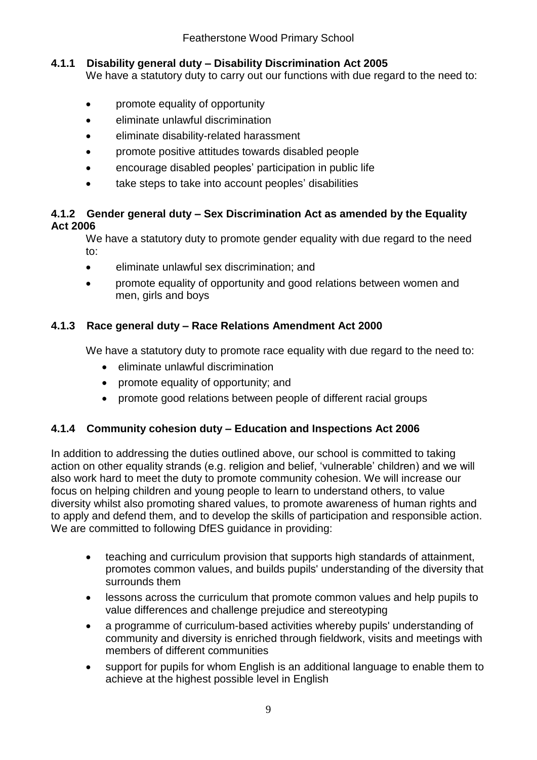#### 4.1.1 Disability general duty – Disability Discrimination Act 2005

We have a statutory duty to carry out our functions with due regard to the need to:

- promote equality of opportunity
- eliminate unlawful discrimination
- eliminate disability-related harassment
- promote positive attitudes towards disabled people
- encourage disabled peoples' participation in public life
- take steps to take into account peoples' disabilities

#### 4.1.2 Gender general duty – Sex Discrimination Act as amended by the Equality Act 2006

We have a statutory duty to promote gender equality with due regard to the need to:

- eliminate unlawful sex discrimination; and
- promote equality of opportunity and good relations between women and men, girls and boys

#### 4.1.3 Race general duty – Race Relations Amendment Act 2000

We have a statutory duty to promote race equality with due regard to the need to:

- eliminate unlawful discrimination
- promote equality of opportunity; and
- promote good relations between people of different racial groups

#### 4.1.4 Community cohesion duty – Education and Inspections Act 2006

In addition to addressing the duties outlined above, our school is committed to taking action on other equality strands (e.g. religion and belief, 'vulnerable' children) and we will also work hard to meet the duty to promote community cohesion. We will increase our focus on helping children and young people to learn to understand others, to value diversity whilst also promoting shared values, to promote awareness of human rights and to apply and defend them, and to develop the skills of participation and responsible action. We are committed to following DfES guidance in providing:

- teaching and curriculum provision that supports high standards of attainment, promotes common values, and builds pupils' understanding of the diversity that surrounds them
- lessons across the curriculum that promote common values and help pupils to value differences and challenge prejudice and stereotyping
- a programme of curriculum-based activities whereby pupils' understanding of community and diversity is enriched through fieldwork, visits and meetings with members of different communities
- support for pupils for whom English is an additional language to enable them to achieve at the highest possible level in English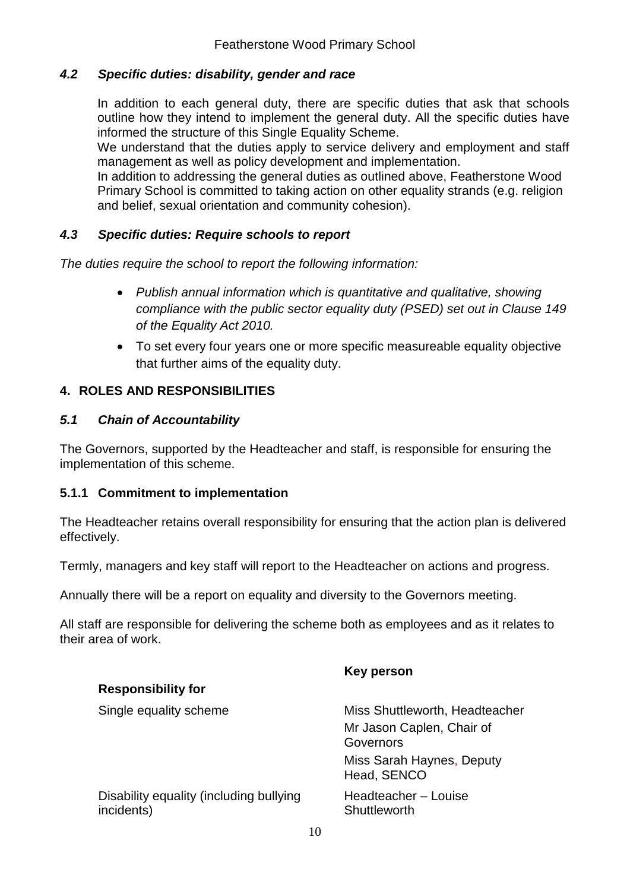### *4.2 Specific duties: disability, gender and race*

In addition to each general duty, there are specific duties that ask that schools outline how they intend to implement the general duty. All the specific duties have informed the structure of this Single Equality Scheme.

We understand that the duties apply to service delivery and employment and staff management as well as policy development and implementation.

In addition to addressing the general duties as outlined above, Featherstone Wood Primary School is committed to taking action on other equality strands (e.g. religion and belief, sexual orientation and community cohesion).

### *4.3 Specific duties: Require schools to report*

*The duties require the school to report the following information:*

- *Publish annual information which is quantitative and qualitative, showing compliance with the public sector equality duty (PSED) set out in Clause 149 of the Equality Act 2010.*
- To set every four years one or more specific measureable equality objective that further aims of the equality duty.

## 4. ROLES AND RESPONSIBILITIES

### *5.1 Chain of Accountability*

The Governors, supported by the Headteacher and staff, is responsible for ensuring the implementation of this scheme.

#### 5.1.1 Commitment to implementation

The Headteacher retains overall responsibility for ensuring that the action plan is delivered effectively.

Termly, managers and key staff will report to the Headteacher on actions and progress.

Annually there will be a report on equality and diversity to the Governors meeting.

All staff are responsible for delivering the scheme both as employees and as it relates to their area of work.

| **Responsibility for** | **Key person** |
| --- | --- |
| Single equality scheme | Miss Shuttleworth, Headteacher<br>Mr Jason Caplen, Chair of Governors<br>Miss Sarah Haynes, Deputy Head, SENCO |
| Disability equality (including bullying incidents) | Headteacher – Louise Shuttleworth |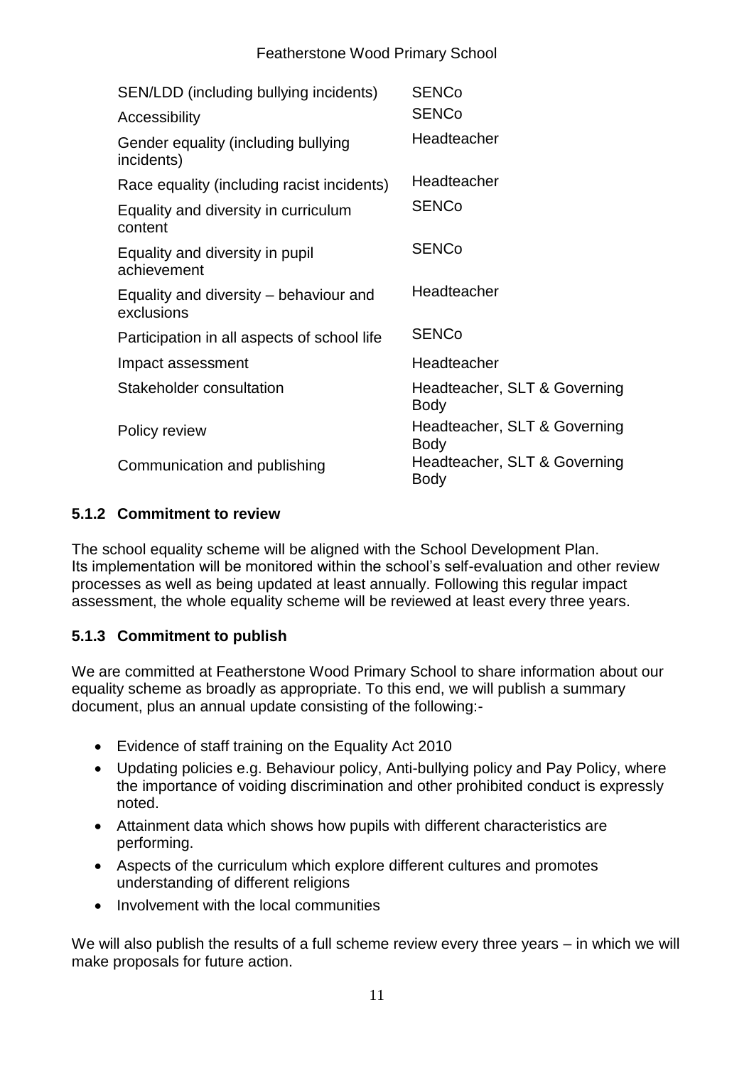| | |
|---|---|
| SEN/LDD (including bullying incidents) | SENCo |
| Accessibility | SENCo |
| Gender equality (including bullying incidents) | Headteacher |
| Race equality (including racist incidents) | Headteacher |
| Equality and diversity in curriculum content | SENCo |
| Equality and diversity in pupil achievement | SENCo |
| Equality and diversity – behaviour and exclusions | Headteacher |
| Participation in all aspects of school life | SENCo |
| Impact assessment | Headteacher |
| Stakeholder consultation | Headteacher, SLT & Governing Body |
| Policy review | Headteacher, SLT & Governing Body |
| Communication and publishing | Headteacher, SLT & Governing Body |

### 5.1.2 Commitment to review

The school equality scheme will be aligned with the School Development Plan. Its implementation will be monitored within the school's self-evaluation and other review processes as well as being updated at least annually. Following this regular impact assessment, the whole equality scheme will be reviewed at least every three years.

### 5.1.3 Commitment to publish

We are committed at Featherstone Wood Primary School to share information about our equality scheme as broadly as appropriate. To this end, we will publish a summary document, plus an annual update consisting of the following:-

- Evidence of staff training on the Equality Act 2010
- Updating policies e.g. Behaviour policy, Anti-bullying policy and Pay Policy, where the importance of voiding discrimination and other prohibited conduct is expressly noted.
- Attainment data which shows how pupils with different characteristics are performing.
- Aspects of the curriculum which explore different cultures and promotes understanding of different religions
- Involvement with the local communities

We will also publish the results of a full scheme review every three years – in which we will make proposals for future action.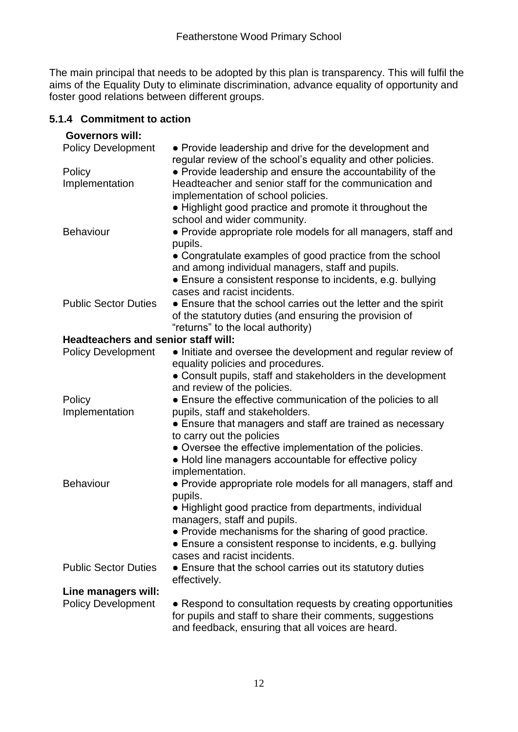The main principal that needs to be adopted by this plan is transparency. This will fulfil the aims of the Equality Duty to eliminate discrimination, advance equality of opportunity and foster good relations between different groups.

### 5.1.4 Commitment to action

**Governors will:**

| | |
|---|---|
| Policy Development | ● Provide leadership and drive for the development and regular review of the school's equality and other policies. |
| Policy Implementation | ● Provide leadership and ensure the accountability of the Headteacher and senior staff for the communication and implementation of school policies.<br>● Highlight good practice and promote it throughout the school and wider community. |
| Behaviour | ● Provide appropriate role models for all managers, staff and pupils.<br>● Congratulate examples of good practice from the school and among individual managers, staff and pupils.<br>● Ensure a consistent response to incidents, e.g. bullying cases and racist incidents. |
| Public Sector Duties | ● Ensure that the school carries out the letter and the spirit of the statutory duties (and ensuring the provision of "returns" to the local authority) |

**Headteachers and senior staff will:**

| | |
|---|---|
| Policy Development | ● Initiate and oversee the development and regular review of equality policies and procedures.<br>● Consult pupils, staff and stakeholders in the development and review of the policies. |
| Policy Implementation | ● Ensure the effective communication of the policies to all pupils, staff and stakeholders.<br>● Ensure that managers and staff are trained as necessary to carry out the policies<br>● Oversee the effective implementation of the policies.<br>● Hold line managers accountable for effective policy implementation. |
| Behaviour | ● Provide appropriate role models for all managers, staff and pupils.<br>● Highlight good practice from departments, individual managers, staff and pupils.<br>● Provide mechanisms for the sharing of good practice.<br>● Ensure a consistent response to incidents, e.g. bullying cases and racist incidents. |
| Public Sector Duties | ● Ensure that the school carries out its statutory duties effectively. |

**Line managers will:**

| | |
|---|---|
| Policy Development | ● Respond to consultation requests by creating opportunities for pupils and staff to share their comments, suggestions and feedback, ensuring that all voices are heard. |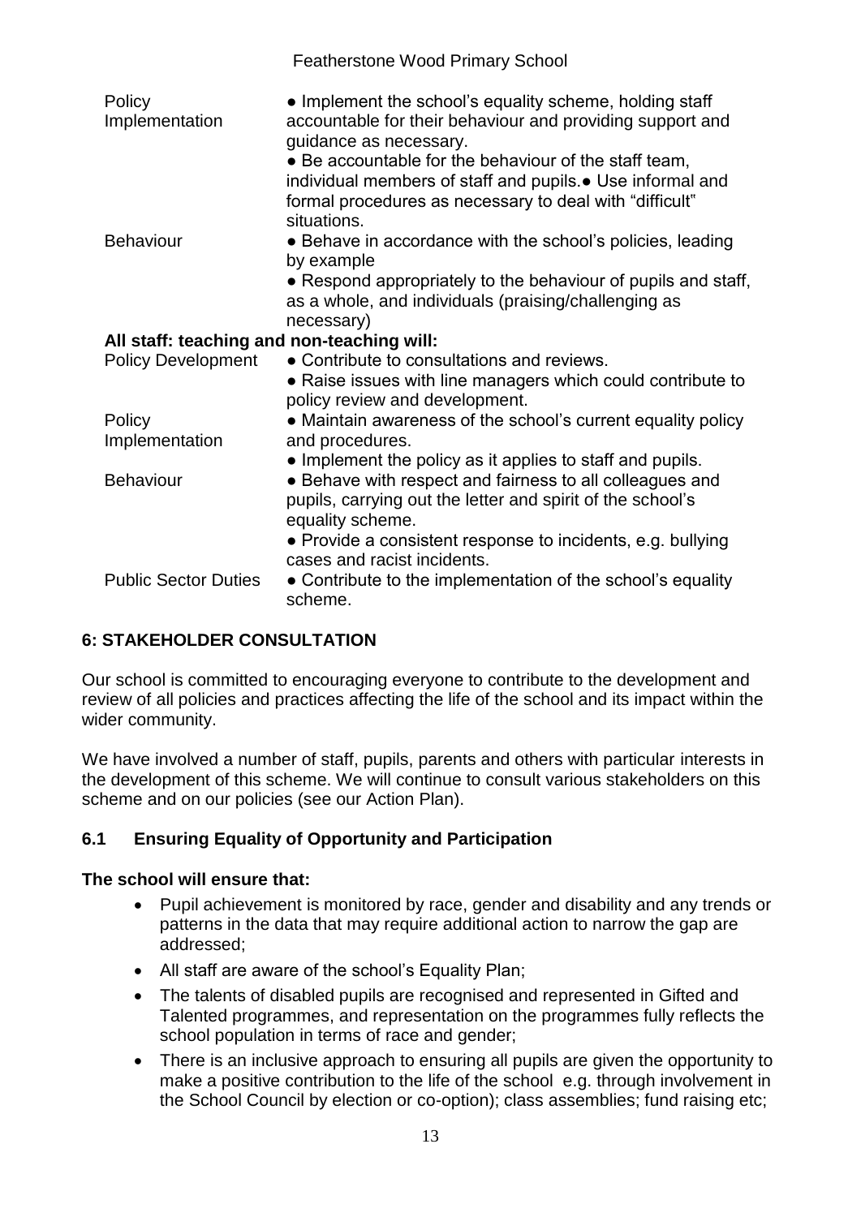| | |
|---|---|
| Policy Implementation | ● Implement the school's equality scheme, holding staff accountable for their behaviour and providing support and guidance as necessary.<br>● Be accountable for the behaviour of the staff team, individual members of staff and pupils.● Use informal and formal procedures as necessary to deal with "difficult" situations. |
| Behaviour | ● Behave in accordance with the school's policies, leading by example<br>● Respond appropriately to the behaviour of pupils and staff, as a whole, and individuals (praising/challenging as necessary) |
| **All staff: teaching and non-teaching will:** | |
| Policy Development | ● Contribute to consultations and reviews.<br>● Raise issues with line managers which could contribute to policy review and development. |
| Policy Implementation | ● Maintain awareness of the school's current equality policy and procedures.<br>● Implement the policy as it applies to staff and pupils. |
| Behaviour | ● Behave with respect and fairness to all colleagues and pupils, carrying out the letter and spirit of the school's equality scheme.<br>● Provide a consistent response to incidents, e.g. bullying cases and racist incidents. |
| Public Sector Duties | ● Contribute to the implementation of the school's equality scheme. |

## 6: STAKEHOLDER CONSULTATION

Our school is committed to encouraging everyone to contribute to the development and review of all policies and practices affecting the life of the school and its impact within the wider community.

We have involved a number of staff, pupils, parents and others with particular interests in the development of this scheme. We will continue to consult various stakeholders on this scheme and on our policies (see our Action Plan).

### 6.1 Ensuring Equality of Opportunity and Participation

**The school will ensure that:**

- Pupil achievement is monitored by race, gender and disability and any trends or patterns in the data that may require additional action to narrow the gap are addressed;
- All staff are aware of the school's Equality Plan;
- The talents of disabled pupils are recognised and represented in Gifted and Talented programmes, and representation on the programmes fully reflects the school population in terms of race and gender;
- There is an inclusive approach to ensuring all pupils are given the opportunity to make a positive contribution to the life of the school e.g. through involvement in the School Council by election or co-option); class assemblies; fund raising etc;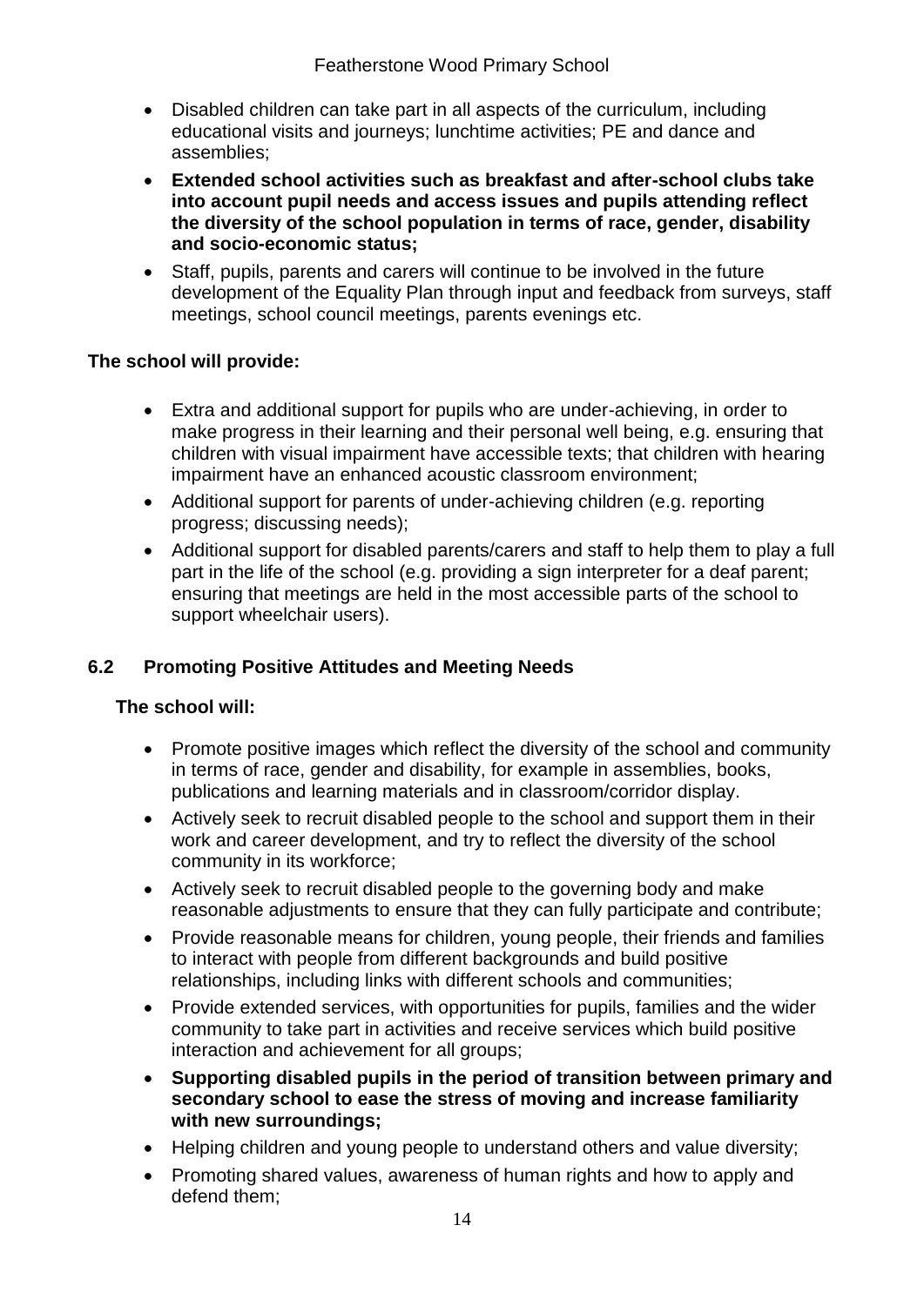- Disabled children can take part in all aspects of the curriculum, including educational visits and journeys; lunchtime activities; PE and dance and assemblies;
- **Extended school activities such as breakfast and after-school clubs take into account pupil needs and access issues and pupils attending reflect the diversity of the school population in terms of race, gender, disability and socio-economic status;**
- Staff, pupils, parents and carers will continue to be involved in the future development of the Equality Plan through input and feedback from surveys, staff meetings, school council meetings, parents evenings etc.

**The school will provide:**

- Extra and additional support for pupils who are under-achieving, in order to make progress in their learning and their personal well being, e.g. ensuring that children with visual impairment have accessible texts; that children with hearing impairment have an enhanced acoustic classroom environment;
- Additional support for parents of under-achieving children (e.g. reporting progress; discussing needs);
- Additional support for disabled parents/carers and staff to help them to play a full part in the life of the school (e.g. providing a sign interpreter for a deaf parent; ensuring that meetings are held in the most accessible parts of the school to support wheelchair users).

## 6.2 Promoting Positive Attitudes and Meeting Needs

**The school will:**

- Promote positive images which reflect the diversity of the school and community in terms of race, gender and disability, for example in assemblies, books, publications and learning materials and in classroom/corridor display.
- Actively seek to recruit disabled people to the school and support them in their work and career development, and try to reflect the diversity of the school community in its workforce;
- Actively seek to recruit disabled people to the governing body and make reasonable adjustments to ensure that they can fully participate and contribute;
- Provide reasonable means for children, young people, their friends and families to interact with people from different backgrounds and build positive relationships, including links with different schools and communities;
- Provide extended services, with opportunities for pupils, families and the wider community to take part in activities and receive services which build positive interaction and achievement for all groups;
- **Supporting disabled pupils in the period of transition between primary and secondary school to ease the stress of moving and increase familiarity with new surroundings;**
- Helping children and young people to understand others and value diversity;
- Promoting shared values, awareness of human rights and how to apply and defend them;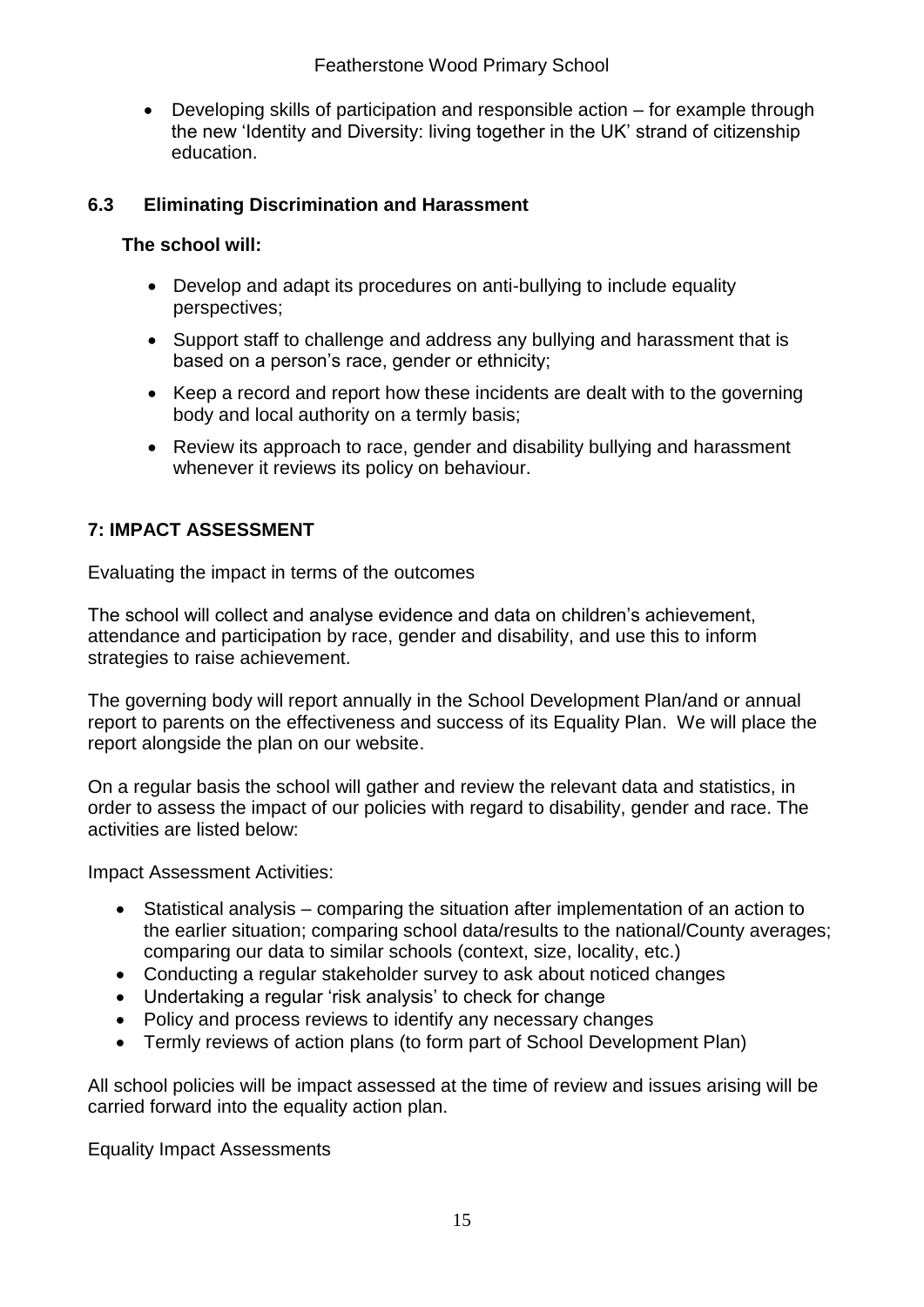- Developing skills of participation and responsible action – for example through the new 'Identity and Diversity: living together in the UK' strand of citizenship education.

### 6.3 Eliminating Discrimination and Harassment

**The school will:**

- Develop and adapt its procedures on anti-bullying to include equality perspectives;
- Support staff to challenge and address any bullying and harassment that is based on a person's race, gender or ethnicity;
- Keep a record and report how these incidents are dealt with to the governing body and local authority on a termly basis;
- Review its approach to race, gender and disability bullying and harassment whenever it reviews its policy on behaviour.

## 7: IMPACT ASSESSMENT

Evaluating the impact in terms of the outcomes

The school will collect and analyse evidence and data on children's achievement, attendance and participation by race, gender and disability, and use this to inform strategies to raise achievement.

The governing body will report annually in the School Development Plan/and or annual report to parents on the effectiveness and success of its Equality Plan. We will place the report alongside the plan on our website.

On a regular basis the school will gather and review the relevant data and statistics, in order to assess the impact of our policies with regard to disability, gender and race. The activities are listed below:

Impact Assessment Activities:

- Statistical analysis – comparing the situation after implementation of an action to the earlier situation; comparing school data/results to the national/County averages; comparing our data to similar schools (context, size, locality, etc.)
- Conducting a regular stakeholder survey to ask about noticed changes
- Undertaking a regular 'risk analysis' to check for change
- Policy and process reviews to identify any necessary changes
- Termly reviews of action plans (to form part of School Development Plan)

All school policies will be impact assessed at the time of review and issues arising will be carried forward into the equality action plan.

Equality Impact Assessments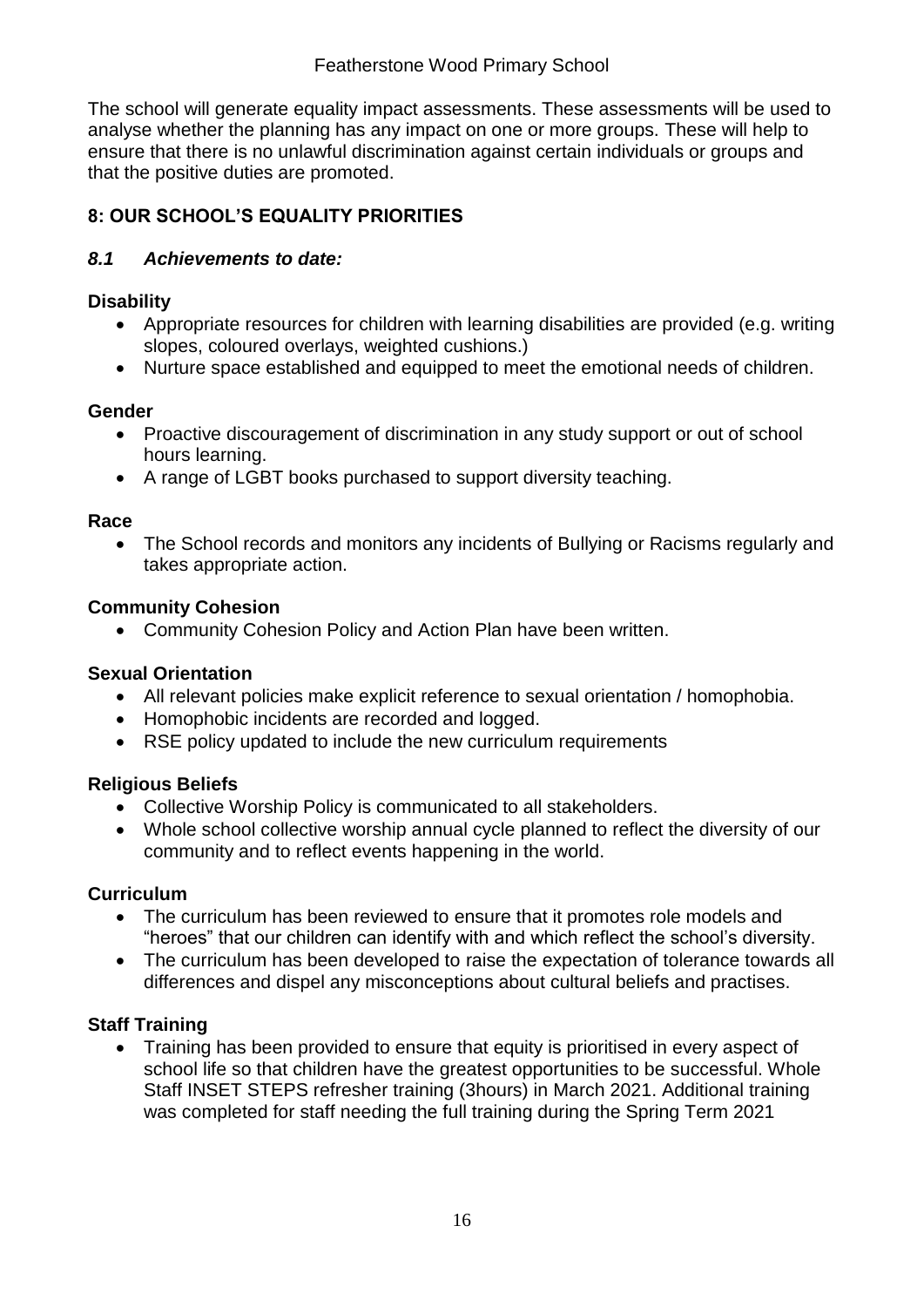The school will generate equality impact assessments. These assessments will be used to analyse whether the planning has any impact on one or more groups. These will help to ensure that there is no unlawful discrimination against certain individuals or groups and that the positive duties are promoted.

## 8: OUR SCHOOL'S EQUALITY PRIORITIES

### *8.1 Achievements to date:*

**Disability**

- Appropriate resources for children with learning disabilities are provided (e.g. writing slopes, coloured overlays, weighted cushions.)
- Nurture space established and equipped to meet the emotional needs of children.

**Gender**

- Proactive discouragement of discrimination in any study support or out of school hours learning.
- A range of LGBT books purchased to support diversity teaching.

**Race**

- The School records and monitors any incidents of Bullying or Racisms regularly and takes appropriate action.

**Community Cohesion**

- Community Cohesion Policy and Action Plan have been written.

**Sexual Orientation**

- All relevant policies make explicit reference to sexual orientation / homophobia.
- Homophobic incidents are recorded and logged.
- RSE policy updated to include the new curriculum requirements

**Religious Beliefs**

- Collective Worship Policy is communicated to all stakeholders.
- Whole school collective worship annual cycle planned to reflect the diversity of our community and to reflect events happening in the world.

**Curriculum**

- The curriculum has been reviewed to ensure that it promotes role models and "heroes" that our children can identify with and which reflect the school's diversity.
- The curriculum has been developed to raise the expectation of tolerance towards all differences and dispel any misconceptions about cultural beliefs and practises.

**Staff Training**

- Training has been provided to ensure that equity is prioritised in every aspect of school life so that children have the greatest opportunities to be successful. Whole Staff INSET STEPS refresher training (3hours) in March 2021. Additional training was completed for staff needing the full training during the Spring Term 2021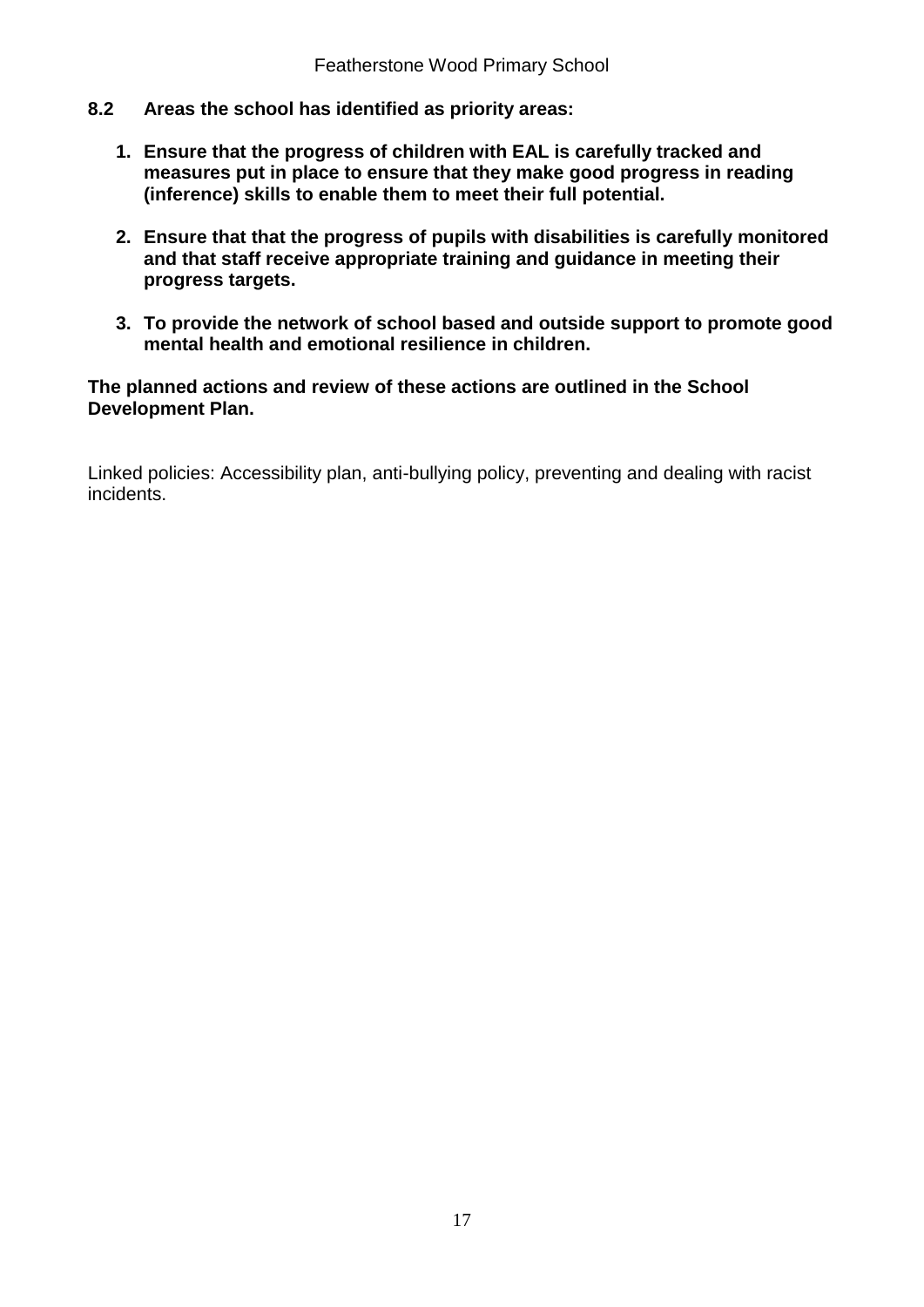**8.2 Areas the school has identified as priority areas:**

1. **Ensure that the progress of children with EAL is carefully tracked and measures put in place to ensure that they make good progress in reading (inference) skills to enable them to meet their full potential.**

2. **Ensure that that the progress of pupils with disabilities is carefully monitored and that staff receive appropriate training and guidance in meeting their progress targets.**

3. **To provide the network of school based and outside support to promote good mental health and emotional resilience in children.**

**The planned actions and review of these actions are outlined in the School Development Plan.**

Linked policies: Accessibility plan, anti-bullying policy, preventing and dealing with racist incidents.